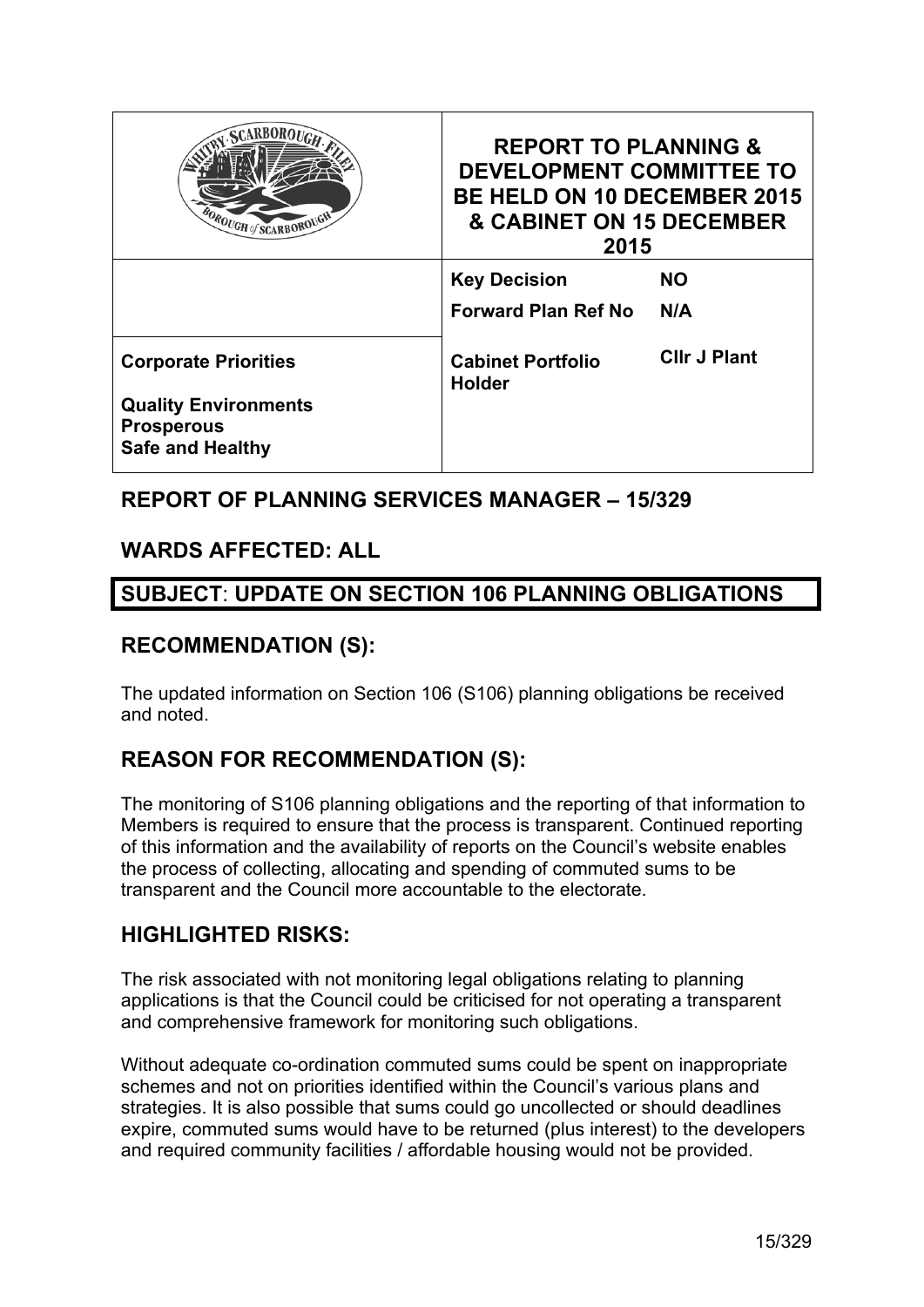| | **REPORT TO PLANNING & DEVELOPMENT COMMITTEE TO BE HELD ON 10 DECEMBER 2015 & CABINET ON 15 DECEMBER 2015** | |
|---|---|---|
| | **Key Decision** | **NO** |
| | **Forward Plan Ref No** | **N/A** |
| **Corporate Priorities**<br><br>**Quality Environments**<br>**Prosperous**<br>**Safe and Healthy** | **Cabinet Portfolio Holder** | **Cllr J Plant** |

## REPORT OF PLANNING SERVICES MANAGER – 15/329

## WARDS AFFECTED: ALL

## SUBJECT: UPDATE ON SECTION 106 PLANNING OBLIGATIONS

## RECOMMENDATION (S):

The updated information on Section 106 (S106) planning obligations be received and noted.

## REASON FOR RECOMMENDATION (S):

The monitoring of S106 planning obligations and the reporting of that information to Members is required to ensure that the process is transparent. Continued reporting of this information and the availability of reports on the Council's website enables the process of collecting, allocating and spending of commuted sums to be transparent and the Council more accountable to the electorate.

## HIGHLIGHTED RISKS:

The risk associated with not monitoring legal obligations relating to planning applications is that the Council could be criticised for not operating a transparent and comprehensive framework for monitoring such obligations.

Without adequate co-ordination commuted sums could be spent on inappropriate schemes and not on priorities identified within the Council's various plans and strategies. It is also possible that sums could go uncollected or should deadlines expire, commuted sums would have to be returned (plus interest) to the developers and required community facilities / affordable housing would not be provided.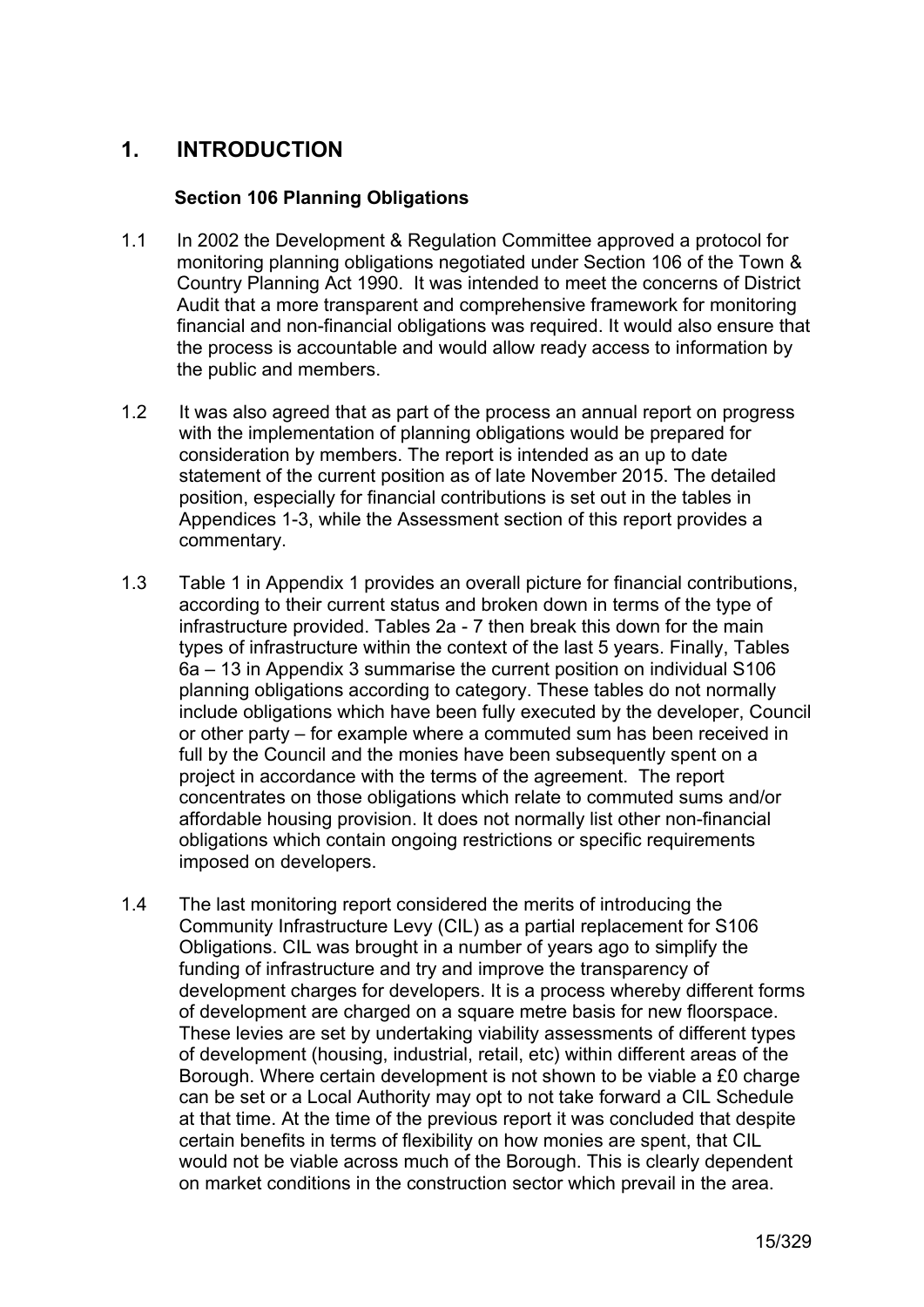# 1. INTRODUCTION

### Section 106 Planning Obligations

1.1 In 2002 the Development & Regulation Committee approved a protocol for monitoring planning obligations negotiated under Section 106 of the Town & Country Planning Act 1990. It was intended to meet the concerns of District Audit that a more transparent and comprehensive framework for monitoring financial and non-financial obligations was required. It would also ensure that the process is accountable and would allow ready access to information by the public and members.

1.2 It was also agreed that as part of the process an annual report on progress with the implementation of planning obligations would be prepared for consideration by members. The report is intended as an up to date statement of the current position as of late November 2015. The detailed position, especially for financial contributions is set out in the tables in Appendices 1-3, while the Assessment section of this report provides a commentary.

1.3 Table 1 in Appendix 1 provides an overall picture for financial contributions, according to their current status and broken down in terms of the type of infrastructure provided. Tables 2a - 7 then break this down for the main types of infrastructure within the context of the last 5 years. Finally, Tables 6a – 13 in Appendix 3 summarise the current position on individual S106 planning obligations according to category. These tables do not normally include obligations which have been fully executed by the developer, Council or other party – for example where a commuted sum has been received in full by the Council and the monies have been subsequently spent on a project in accordance with the terms of the agreement. The report concentrates on those obligations which relate to commuted sums and/or affordable housing provision. It does not normally list other non-financial obligations which contain ongoing restrictions or specific requirements imposed on developers.

1.4 The last monitoring report considered the merits of introducing the Community Infrastructure Levy (CIL) as a partial replacement for S106 Obligations. CIL was brought in a number of years ago to simplify the funding of infrastructure and try and improve the transparency of development charges for developers. It is a process whereby different forms of development are charged on a square metre basis for new floorspace. These levies are set by undertaking viability assessments of different types of development (housing, industrial, retail, etc) within different areas of the Borough. Where certain development is not shown to be viable a £0 charge can be set or a Local Authority may opt to not take forward a CIL Schedule at that time. At the time of the previous report it was concluded that despite certain benefits in terms of flexibility on how monies are spent, that CIL would not be viable across much of the Borough. This is clearly dependent on market conditions in the construction sector which prevail in the area.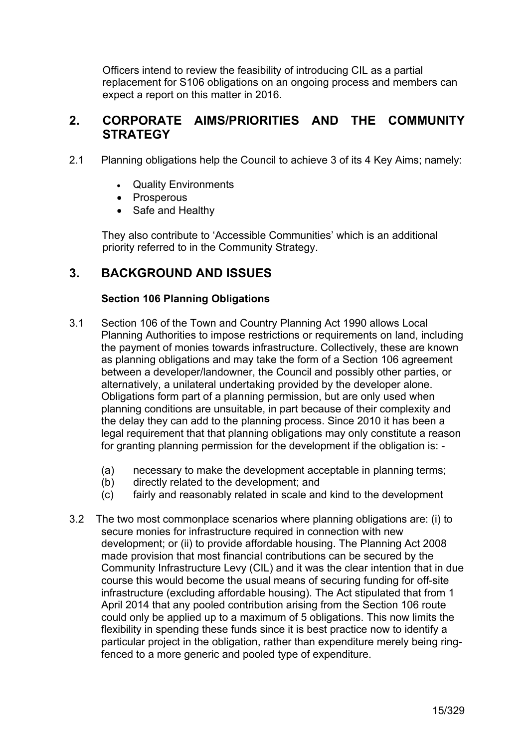Officers intend to review the feasibility of introducing CIL as a partial replacement for S106 obligations on an ongoing process and members can expect a report on this matter in 2016.

## 2. CORPORATE AIMS/PRIORITIES AND THE COMMUNITY STRATEGY

2.1 Planning obligations help the Council to achieve 3 of its 4 Key Aims; namely:

- Quality Environments
- Prosperous
- Safe and Healthy

They also contribute to 'Accessible Communities' which is an additional priority referred to in the Community Strategy.

## 3. BACKGROUND AND ISSUES

**Section 106 Planning Obligations**

3.1 Section 106 of the Town and Country Planning Act 1990 allows Local Planning Authorities to impose restrictions or requirements on land, including the payment of monies towards infrastructure. Collectively, these are known as planning obligations and may take the form of a Section 106 agreement between a developer/landowner, the Council and possibly other parties, or alternatively, a unilateral undertaking provided by the developer alone. Obligations form part of a planning permission, but are only used when planning conditions are unsuitable, in part because of their complexity and the delay they can add to the planning process. Since 2010 it has been a legal requirement that that planning obligations may only constitute a reason for granting planning permission for the development if the obligation is: -

(a) necessary to make the development acceptable in planning terms;
(b) directly related to the development; and
(c) fairly and reasonably related in scale and kind to the development

3.2 The two most commonplace scenarios where planning obligations are: (i) to secure monies for infrastructure required in connection with new development; or (ii) to provide affordable housing. The Planning Act 2008 made provision that most financial contributions can be secured by the Community Infrastructure Levy (CIL) and it was the clear intention that in due course this would become the usual means of securing funding for off-site infrastructure (excluding affordable housing). The Act stipulated that from 1 April 2014 that any pooled contribution arising from the Section 106 route could only be applied up to a maximum of 5 obligations. This now limits the flexibility in spending these funds since it is best practice now to identify a particular project in the obligation, rather than expenditure merely being ring-fenced to a more generic and pooled type of expenditure.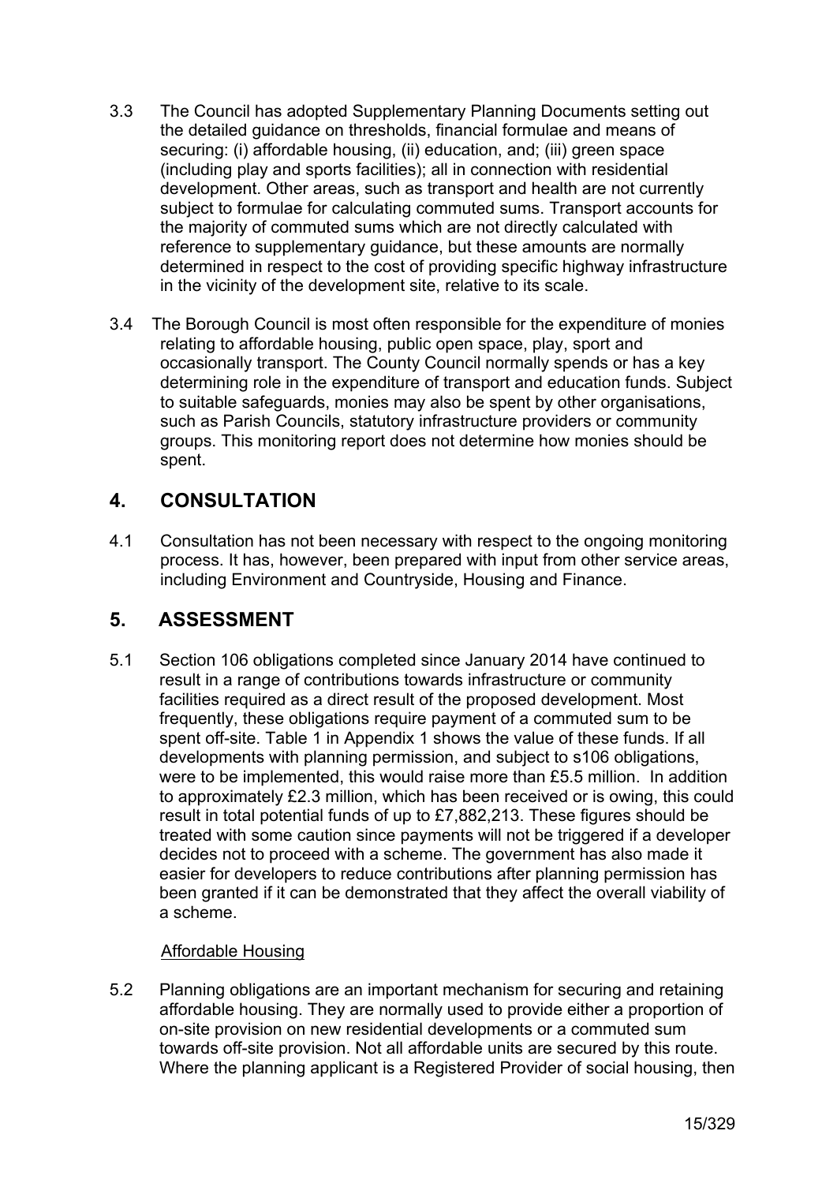3.3 The Council has adopted Supplementary Planning Documents setting out the detailed guidance on thresholds, financial formulae and means of securing: (i) affordable housing, (ii) education, and; (iii) green space (including play and sports facilities); all in connection with residential development. Other areas, such as transport and health are not currently subject to formulae for calculating commuted sums. Transport accounts for the majority of commuted sums which are not directly calculated with reference to supplementary guidance, but these amounts are normally determined in respect to the cost of providing specific highway infrastructure in the vicinity of the development site, relative to its scale.

3.4 The Borough Council is most often responsible for the expenditure of monies relating to affordable housing, public open space, play, sport and occasionally transport. The County Council normally spends or has a key determining role in the expenditure of transport and education funds. Subject to suitable safeguards, monies may also be spent by other organisations, such as Parish Councils, statutory infrastructure providers or community groups. This monitoring report does not determine how monies should be spent.

## 4. CONSULTATION

4.1 Consultation has not been necessary with respect to the ongoing monitoring process. It has, however, been prepared with input from other service areas, including Environment and Countryside, Housing and Finance.

## 5. ASSESSMENT

5.1 Section 106 obligations completed since January 2014 have continued to result in a range of contributions towards infrastructure or community facilities required as a direct result of the proposed development. Most frequently, these obligations require payment of a commuted sum to be spent off-site. Table 1 in Appendix 1 shows the value of these funds. If all developments with planning permission, and subject to s106 obligations, were to be implemented, this would raise more than £5.5 million. In addition to approximately £2.3 million, which has been received or is owing, this could result in total potential funds of up to £7,882,213. These figures should be treated with some caution since payments will not be triggered if a developer decides not to proceed with a scheme. The government has also made it easier for developers to reduce contributions after planning permission has been granted if it can be demonstrated that they affect the overall viability of a scheme.

Affordable Housing

5.2 Planning obligations are an important mechanism for securing and retaining affordable housing. They are normally used to provide either a proportion of on-site provision on new residential developments or a commuted sum towards off-site provision. Not all affordable units are secured by this route. Where the planning applicant is a Registered Provider of social housing, then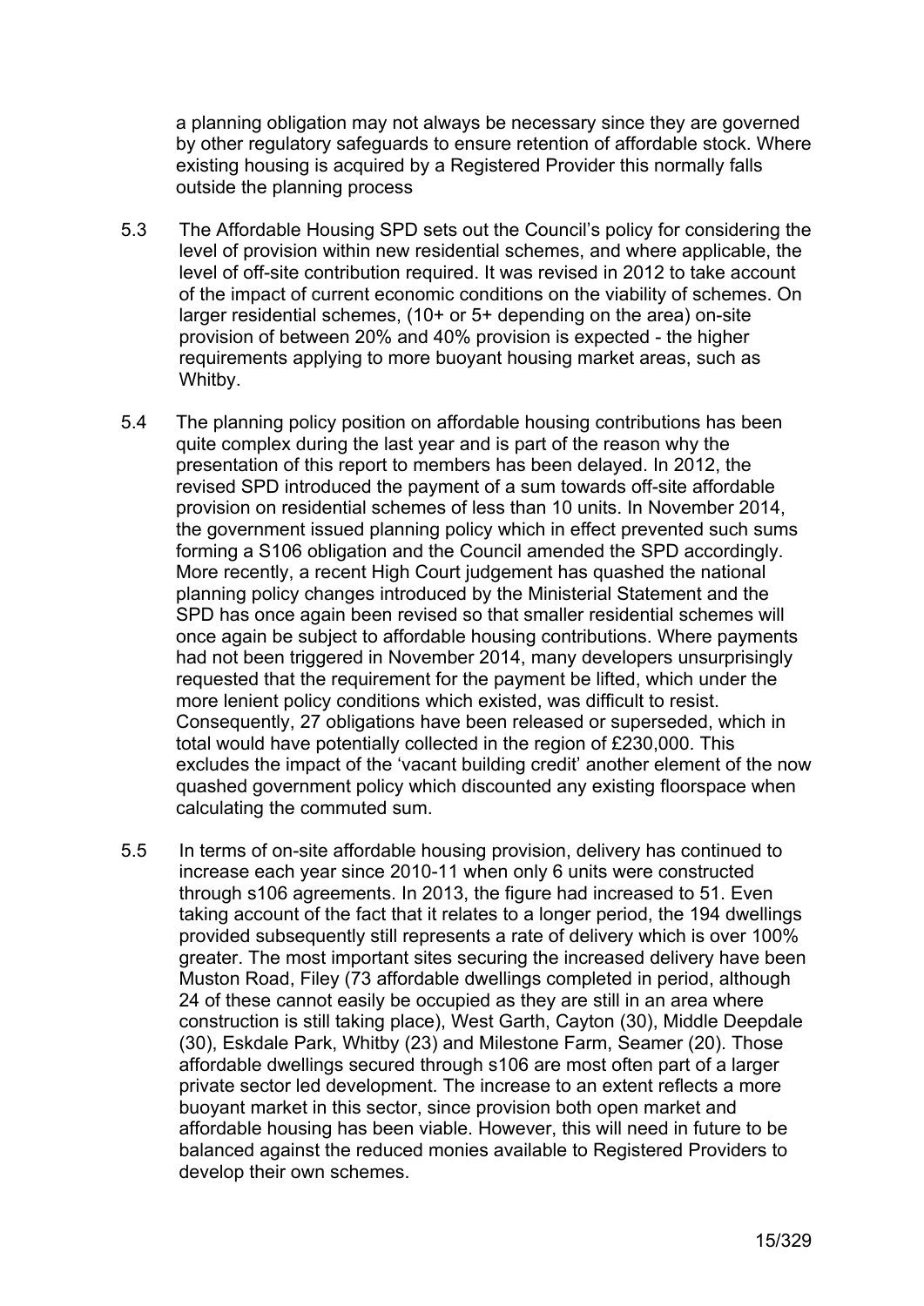a planning obligation may not always be necessary since they are governed by other regulatory safeguards to ensure retention of affordable stock. Where existing housing is acquired by a Registered Provider this normally falls outside the planning process

5.3 The Affordable Housing SPD sets out the Council's policy for considering the level of provision within new residential schemes, and where applicable, the level of off-site contribution required. It was revised in 2012 to take account of the impact of current economic conditions on the viability of schemes. On larger residential schemes, (10+ or 5+ depending on the area) on-site provision of between 20% and 40% provision is expected - the higher requirements applying to more buoyant housing market areas, such as Whitby.

5.4 The planning policy position on affordable housing contributions has been quite complex during the last year and is part of the reason why the presentation of this report to members has been delayed. In 2012, the revised SPD introduced the payment of a sum towards off-site affordable provision on residential schemes of less than 10 units. In November 2014, the government issued planning policy which in effect prevented such sums forming a S106 obligation and the Council amended the SPD accordingly. More recently, a recent High Court judgement has quashed the national planning policy changes introduced by the Ministerial Statement and the SPD has once again been revised so that smaller residential schemes will once again be subject to affordable housing contributions. Where payments had not been triggered in November 2014, many developers unsurprisingly requested that the requirement for the payment be lifted, which under the more lenient policy conditions which existed, was difficult to resist. Consequently, 27 obligations have been released or superseded, which in total would have potentially collected in the region of £230,000. This excludes the impact of the 'vacant building credit' another element of the now quashed government policy which discounted any existing floorspace when calculating the commuted sum.

5.5 In terms of on-site affordable housing provision, delivery has continued to increase each year since 2010-11 when only 6 units were constructed through s106 agreements. In 2013, the figure had increased to 51. Even taking account of the fact that it relates to a longer period, the 194 dwellings provided subsequently still represents a rate of delivery which is over 100% greater. The most important sites securing the increased delivery have been Muston Road, Filey (73 affordable dwellings completed in period, although 24 of these cannot easily be occupied as they are still in an area where construction is still taking place), West Garth, Cayton (30), Middle Deepdale (30), Eskdale Park, Whitby (23) and Milestone Farm, Seamer (20). Those affordable dwellings secured through s106 are most often part of a larger private sector led development. The increase to an extent reflects a more buoyant market in this sector, since provision both open market and affordable housing has been viable. However, this will need in future to be balanced against the reduced monies available to Registered Providers to develop their own schemes.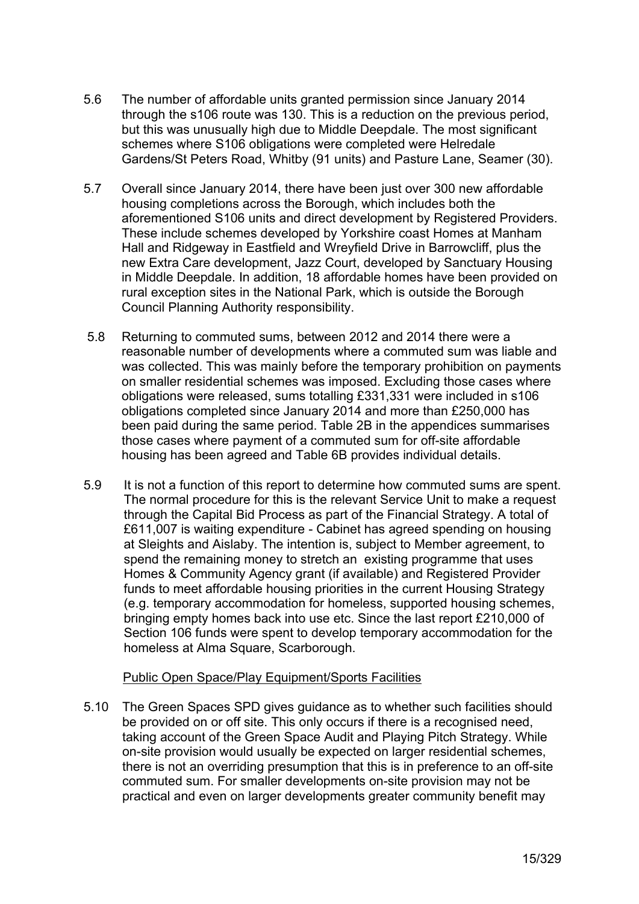5.6 The number of affordable units granted permission since January 2014 through the s106 route was 130. This is a reduction on the previous period, but this was unusually high due to Middle Deepdale. The most significant schemes where S106 obligations were completed were Helredale Gardens/St Peters Road, Whitby (91 units) and Pasture Lane, Seamer (30).

5.7 Overall since January 2014, there have been just over 300 new affordable housing completions across the Borough, which includes both the aforementioned S106 units and direct development by Registered Providers. These include schemes developed by Yorkshire coast Homes at Manham Hall and Ridgeway in Eastfield and Wreyfield Drive in Barrowcliff, plus the new Extra Care development, Jazz Court, developed by Sanctuary Housing in Middle Deepdale. In addition, 18 affordable homes have been provided on rural exception sites in the National Park, which is outside the Borough Council Planning Authority responsibility.

5.8 Returning to commuted sums, between 2012 and 2014 there were a reasonable number of developments where a commuted sum was liable and was collected. This was mainly before the temporary prohibition on payments on smaller residential schemes was imposed. Excluding those cases where obligations were released, sums totalling £331,331 were included in s106 obligations completed since January 2014 and more than £250,000 has been paid during the same period. Table 2B in the appendices summarises those cases where payment of a commuted sum for off-site affordable housing has been agreed and Table 6B provides individual details.

5.9 It is not a function of this report to determine how commuted sums are spent. The normal procedure for this is the relevant Service Unit to make a request through the Capital Bid Process as part of the Financial Strategy. A total of £611,007 is waiting expenditure - Cabinet has agreed spending on housing at Sleights and Aislaby. The intention is, subject to Member agreement, to spend the remaining money to stretch an existing programme that uses Homes & Community Agency grant (if available) and Registered Provider funds to meet affordable housing priorities in the current Housing Strategy (e.g. temporary accommodation for homeless, supported housing schemes, bringing empty homes back into use etc. Since the last report £210,000 of Section 106 funds were spent to develop temporary accommodation for the homeless at Alma Square, Scarborough.

<u>Public Open Space/Play Equipment/Sports Facilities</u>

5.10 The Green Spaces SPD gives guidance as to whether such facilities should be provided on or off site. This only occurs if there is a recognised need, taking account of the Green Space Audit and Playing Pitch Strategy. While on-site provision would usually be expected on larger residential schemes, there is not an overriding presumption that this is in preference to an off-site commuted sum. For smaller developments on-site provision may not be practical and even on larger developments greater community benefit may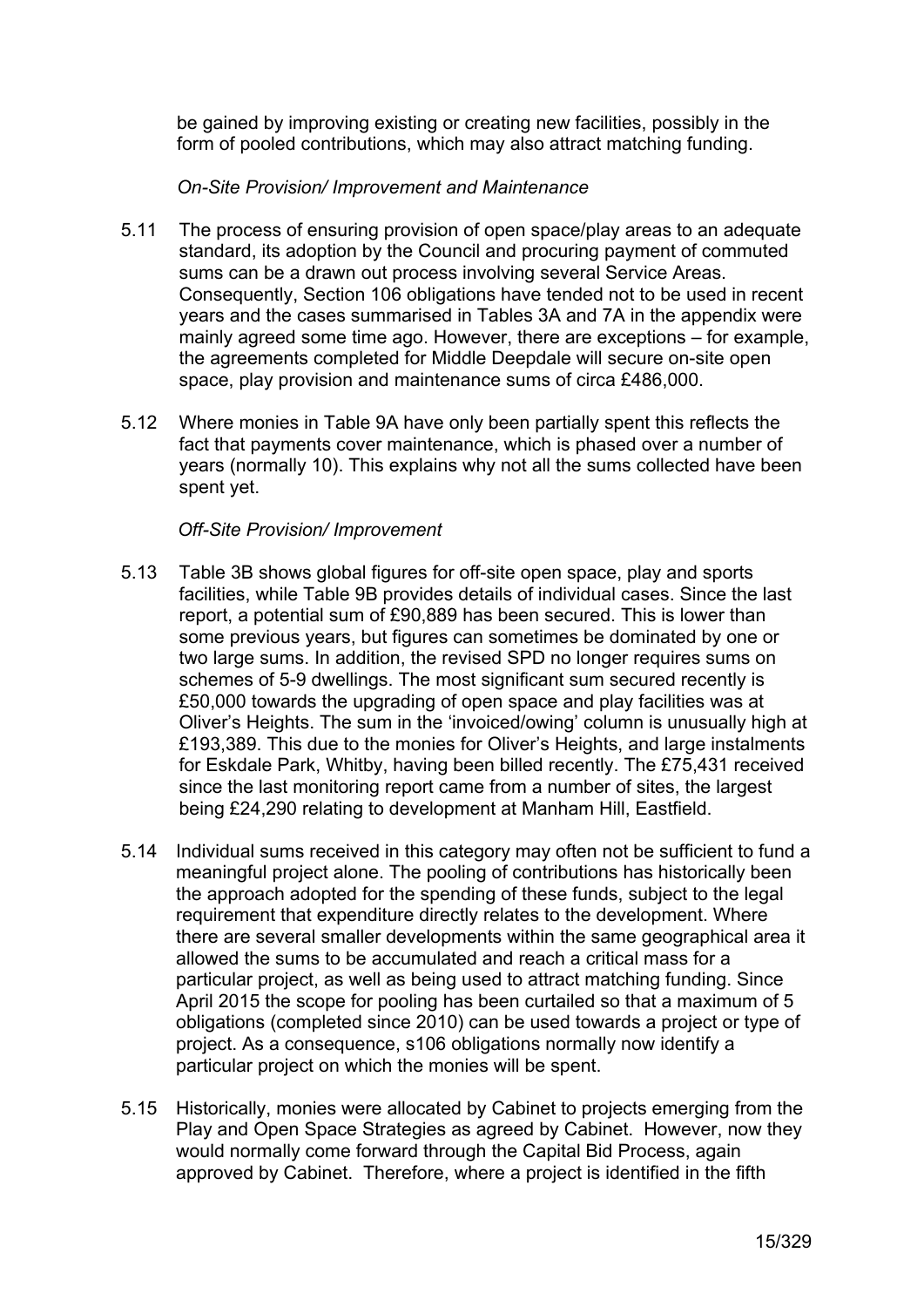be gained by improving existing or creating new facilities, possibly in the form of pooled contributions, which may also attract matching funding.

*On-Site Provision/ Improvement and Maintenance*

5.11 The process of ensuring provision of open space/play areas to an adequate standard, its adoption by the Council and procuring payment of commuted sums can be a drawn out process involving several Service Areas. Consequently, Section 106 obligations have tended not to be used in recent years and the cases summarised in Tables 3A and 7A in the appendix were mainly agreed some time ago. However, there are exceptions – for example, the agreements completed for Middle Deepdale will secure on-site open space, play provision and maintenance sums of circa £486,000.

5.12 Where monies in Table 9A have only been partially spent this reflects the fact that payments cover maintenance, which is phased over a number of years (normally 10). This explains why not all the sums collected have been spent yet.

*Off-Site Provision/ Improvement*

5.13 Table 3B shows global figures for off-site open space, play and sports facilities, while Table 9B provides details of individual cases. Since the last report, a potential sum of £90,889 has been secured. This is lower than some previous years, but figures can sometimes be dominated by one or two large sums. In addition, the revised SPD no longer requires sums on schemes of 5-9 dwellings. The most significant sum secured recently is £50,000 towards the upgrading of open space and play facilities was at Oliver's Heights. The sum in the 'invoiced/owing' column is unusually high at £193,389. This due to the monies for Oliver's Heights, and large instalments for Eskdale Park, Whitby, having been billed recently. The £75,431 received since the last monitoring report came from a number of sites, the largest being £24,290 relating to development at Manham Hill, Eastfield.

5.14 Individual sums received in this category may often not be sufficient to fund a meaningful project alone. The pooling of contributions has historically been the approach adopted for the spending of these funds, subject to the legal requirement that expenditure directly relates to the development. Where there are several smaller developments within the same geographical area it allowed the sums to be accumulated and reach a critical mass for a particular project, as well as being used to attract matching funding. Since April 2015 the scope for pooling has been curtailed so that a maximum of 5 obligations (completed since 2010) can be used towards a project or type of project. As a consequence, s106 obligations normally now identify a particular project on which the monies will be spent.

5.15 Historically, monies were allocated by Cabinet to projects emerging from the Play and Open Space Strategies as agreed by Cabinet. However, now they would normally come forward through the Capital Bid Process, again approved by Cabinet. Therefore, where a project is identified in the fifth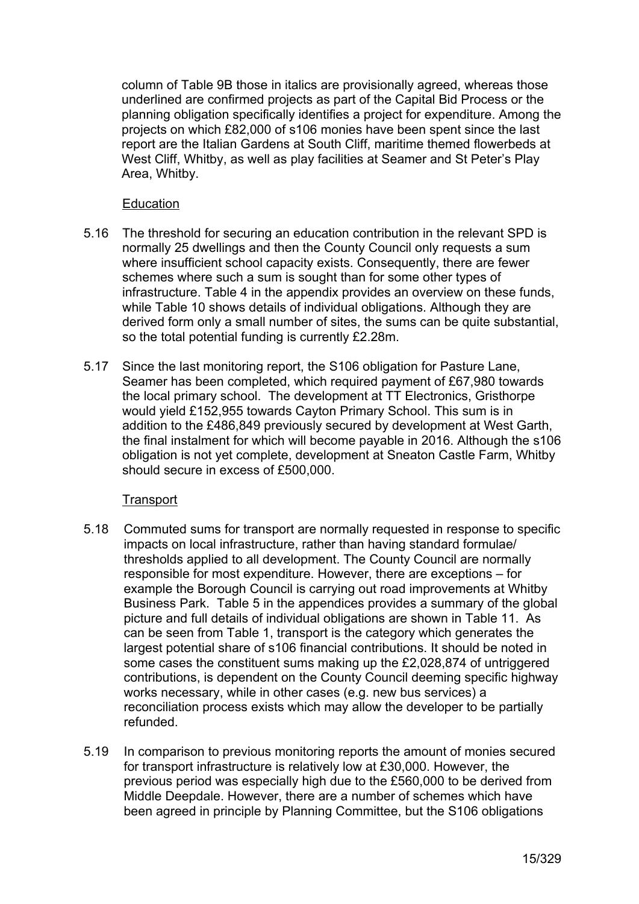column of Table 9B those in italics are provisionally agreed, whereas those underlined are confirmed projects as part of the Capital Bid Process or the planning obligation specifically identifies a project for expenditure. Among the projects on which £82,000 of s106 monies have been spent since the last report are the Italian Gardens at South Cliff, maritime themed flowerbeds at West Cliff, Whitby, as well as play facilities at Seamer and St Peter's Play Area, Whitby.

<u>Education</u>

5.16 The threshold for securing an education contribution in the relevant SPD is normally 25 dwellings and then the County Council only requests a sum where insufficient school capacity exists. Consequently, there are fewer schemes where such a sum is sought than for some other types of infrastructure. Table 4 in the appendix provides an overview on these funds, while Table 10 shows details of individual obligations. Although they are derived form only a small number of sites, the sums can be quite substantial, so the total potential funding is currently £2.28m.

5.17 Since the last monitoring report, the S106 obligation for Pasture Lane, Seamer has been completed, which required payment of £67,980 towards the local primary school. The development at TT Electronics, Gristhorpe would yield £152,955 towards Cayton Primary School. This sum is in addition to the £486,849 previously secured by development at West Garth, the final instalment for which will become payable in 2016. Although the s106 obligation is not yet complete, development at Sneaton Castle Farm, Whitby should secure in excess of £500,000.

<u>Transport</u>

5.18 Commuted sums for transport are normally requested in response to specific impacts on local infrastructure, rather than having standard formulae/ thresholds applied to all development. The County Council are normally responsible for most expenditure. However, there are exceptions – for example the Borough Council is carrying out road improvements at Whitby Business Park. Table 5 in the appendices provides a summary of the global picture and full details of individual obligations are shown in Table 11. As can be seen from Table 1, transport is the category which generates the largest potential share of s106 financial contributions. It should be noted in some cases the constituent sums making up the £2,028,874 of untriggered contributions, is dependent on the County Council deeming specific highway works necessary, while in other cases (e.g. new bus services) a reconciliation process exists which may allow the developer to be partially refunded.

5.19 In comparison to previous monitoring reports the amount of monies secured for transport infrastructure is relatively low at £30,000. However, the previous period was especially high due to the £560,000 to be derived from Middle Deepdale. However, there are a number of schemes which have been agreed in principle by Planning Committee, but the S106 obligations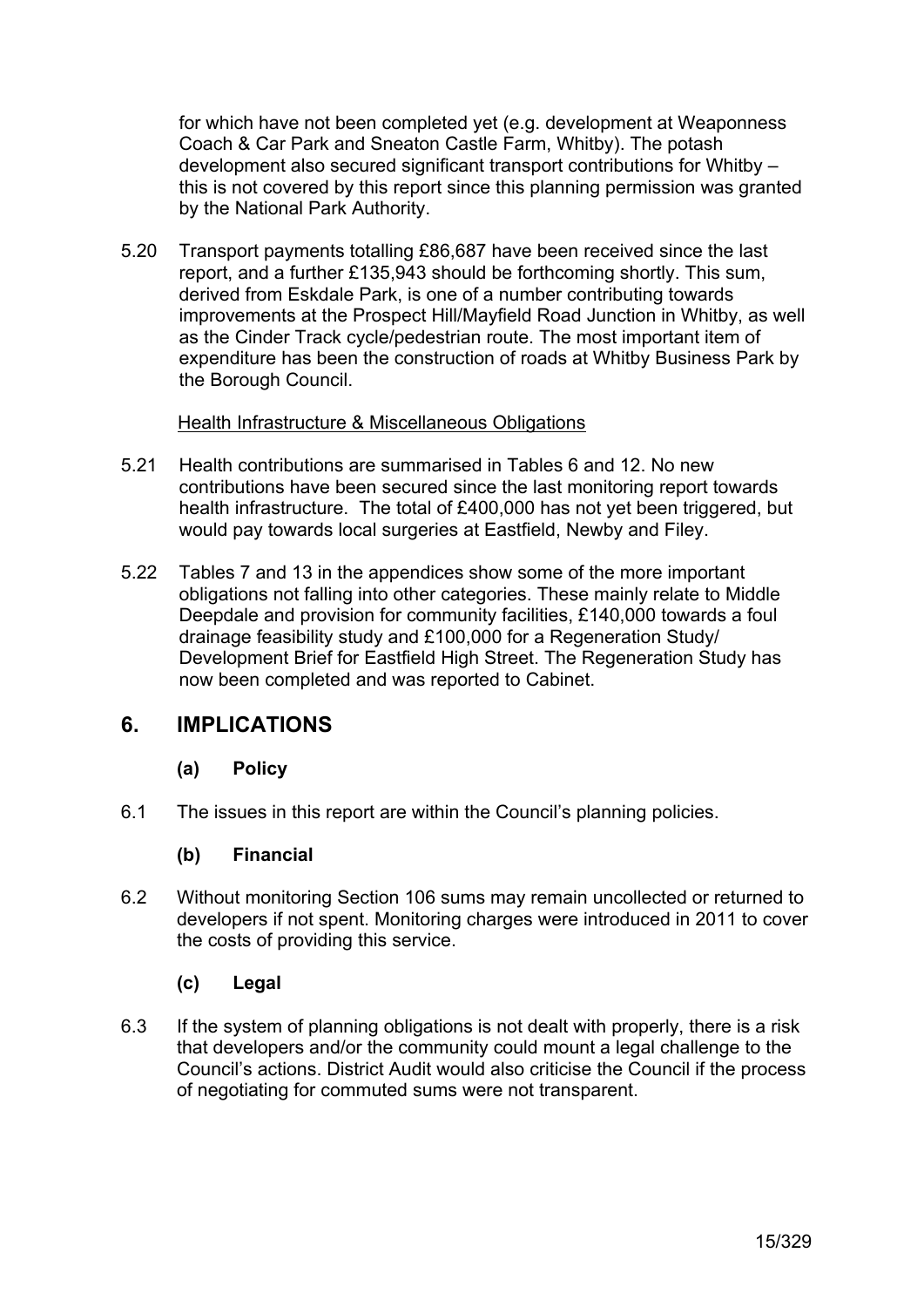for which have not been completed yet (e.g. development at Weaponness Coach & Car Park and Sneaton Castle Farm, Whitby). The potash development also secured significant transport contributions for Whitby – this is not covered by this report since this planning permission was granted by the National Park Authority.

5.20 Transport payments totalling £86,687 have been received since the last report, and a further £135,943 should be forthcoming shortly. This sum, derived from Eskdale Park, is one of a number contributing towards improvements at the Prospect Hill/Mayfield Road Junction in Whitby, as well as the Cinder Track cycle/pedestrian route. The most important item of expenditure has been the construction of roads at Whitby Business Park by the Borough Council.

Health Infrastructure & Miscellaneous Obligations

5.21 Health contributions are summarised in Tables 6 and 12. No new contributions have been secured since the last monitoring report towards health infrastructure. The total of £400,000 has not yet been triggered, but would pay towards local surgeries at Eastfield, Newby and Filey.

5.22 Tables 7 and 13 in the appendices show some of the more important obligations not falling into other categories. These mainly relate to Middle Deepdale and provision for community facilities, £140,000 towards a foul drainage feasibility study and £100,000 for a Regeneration Study/ Development Brief for Eastfield High Street. The Regeneration Study has now been completed and was reported to Cabinet.

## 6. IMPLICATIONS

### (a) Policy

6.1 The issues in this report are within the Council's planning policies.

### (b) Financial

6.2 Without monitoring Section 106 sums may remain uncollected or returned to developers if not spent. Monitoring charges were introduced in 2011 to cover the costs of providing this service.

### (c) Legal

6.3 If the system of planning obligations is not dealt with properly, there is a risk that developers and/or the community could mount a legal challenge to the Council's actions. District Audit would also criticise the Council if the process of negotiating for commuted sums were not transparent.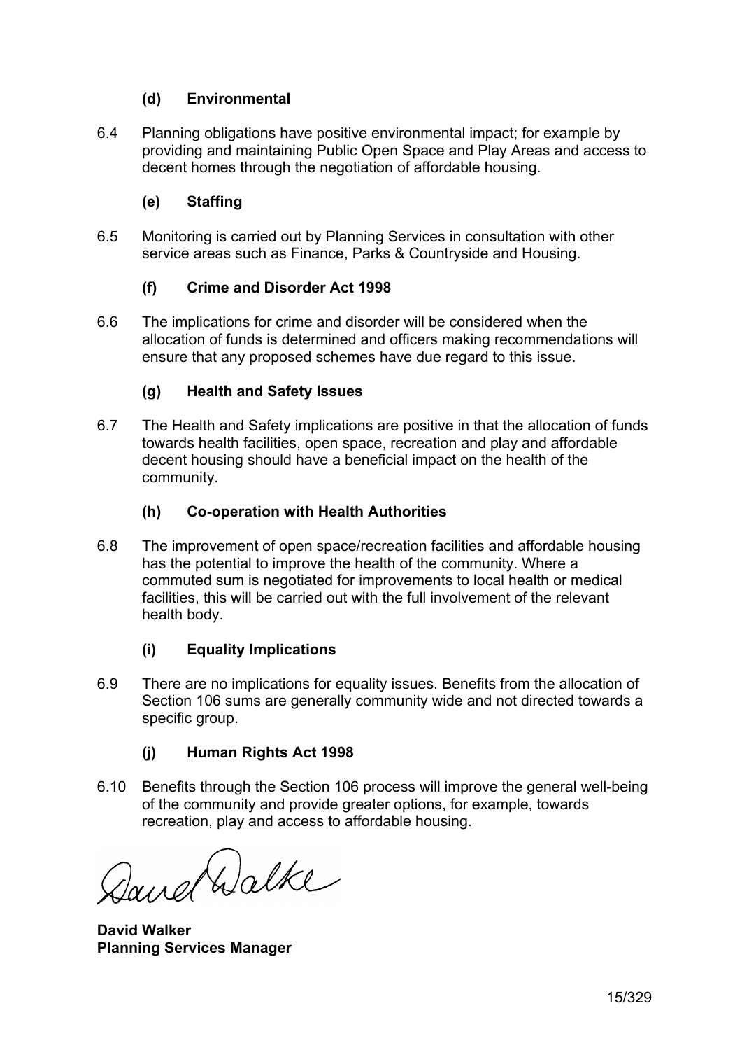### (d) Environmental

6.4 Planning obligations have positive environmental impact; for example by providing and maintaining Public Open Space and Play Areas and access to decent homes through the negotiation of affordable housing.

### (e) Staffing

6.5 Monitoring is carried out by Planning Services in consultation with other service areas such as Finance, Parks & Countryside and Housing.

### (f) Crime and Disorder Act 1998

6.6 The implications for crime and disorder will be considered when the allocation of funds is determined and officers making recommendations will ensure that any proposed schemes have due regard to this issue.

### (g) Health and Safety Issues

6.7 The Health and Safety implications are positive in that the allocation of funds towards health facilities, open space, recreation and play and affordable decent housing should have a beneficial impact on the health of the community.

### (h) Co-operation with Health Authorities

6.8 The improvement of open space/recreation facilities and affordable housing has the potential to improve the health of the community. Where a commuted sum is negotiated for improvements to local health or medical facilities, this will be carried out with the full involvement of the relevant health body.

### (i) Equality Implications

6.9 There are no implications for equality issues. Benefits from the allocation of Section 106 sums are generally community wide and not directed towards a specific group.

### (j) Human Rights Act 1998

6.10 Benefits through the Section 106 process will improve the general well-being of the community and provide greater options, for example, towards recreation, play and access to affordable housing.

**David Walker**
**Planning Services Manager**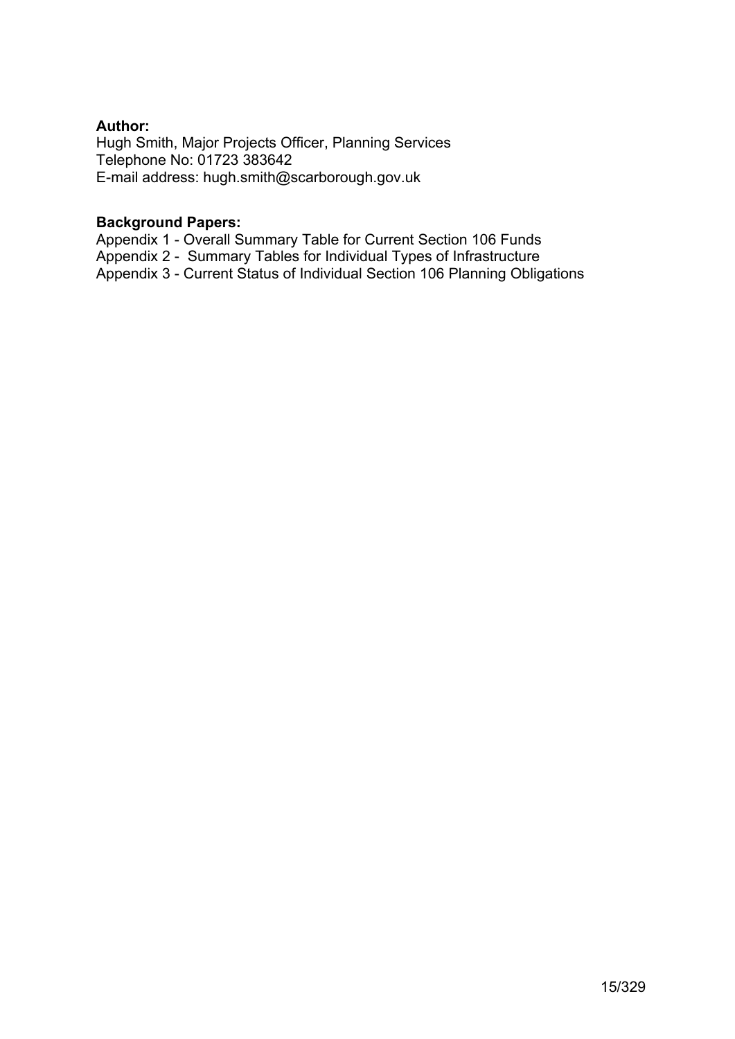**Author:**
Hugh Smith, Major Projects Officer, Planning Services
Telephone No: 01723 383642
E-mail address: hugh.smith@scarborough.gov.uk

**Background Papers:**
Appendix 1 - Overall Summary Table for Current Section 106 Funds
Appendix 2 - Summary Tables for Individual Types of Infrastructure
Appendix 3 - Current Status of Individual Section 106 Planning Obligations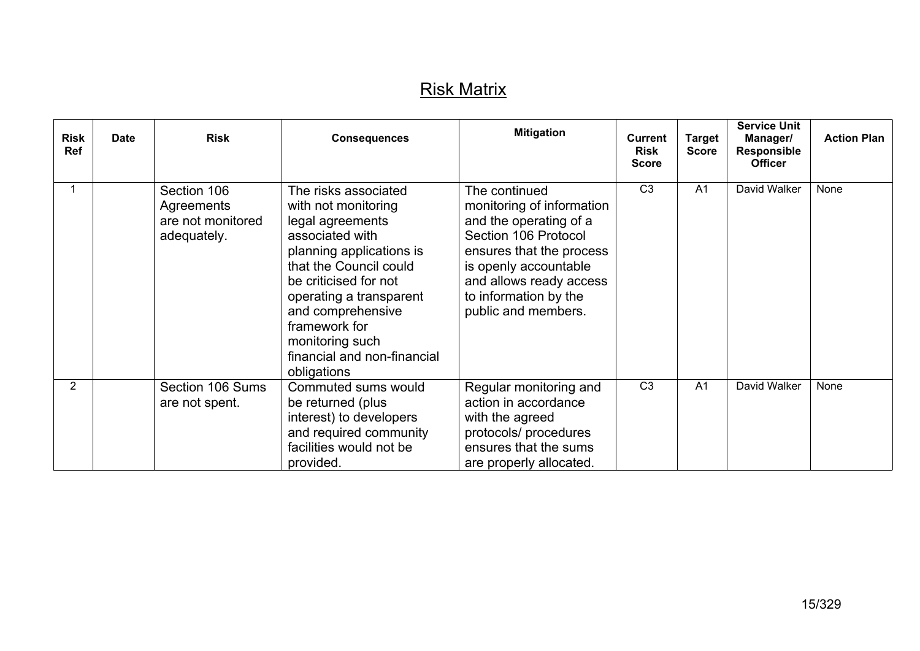# Risk Matrix

| Risk Ref | Date | Risk | Consequences | Mitigation | Current Risk Score | Target Score | Service Unit Manager/ Responsible Officer | Action Plan |
|---|---|---|---|---|---|---|---|---|
| 1 | | Section 106 Agreements are not monitored adequately. | The risks associated with not monitoring legal agreements associated with planning applications is that the Council could be criticised for not operating a transparent and comprehensive framework for monitoring such financial and non-financial obligations | The continued monitoring of information and the operating of a Section 106 Protocol ensures that the process is openly accountable and allows ready access to information by the public and members. | C3 | A1 | David Walker | None |
| 2 | | Section 106 Sums are not spent. | Commuted sums would be returned (plus interest) to developers and required community facilities would not be provided. | Regular monitoring and action in accordance with the agreed protocols/ procedures ensures that the sums are properly allocated. | C3 | A1 | David Walker | None |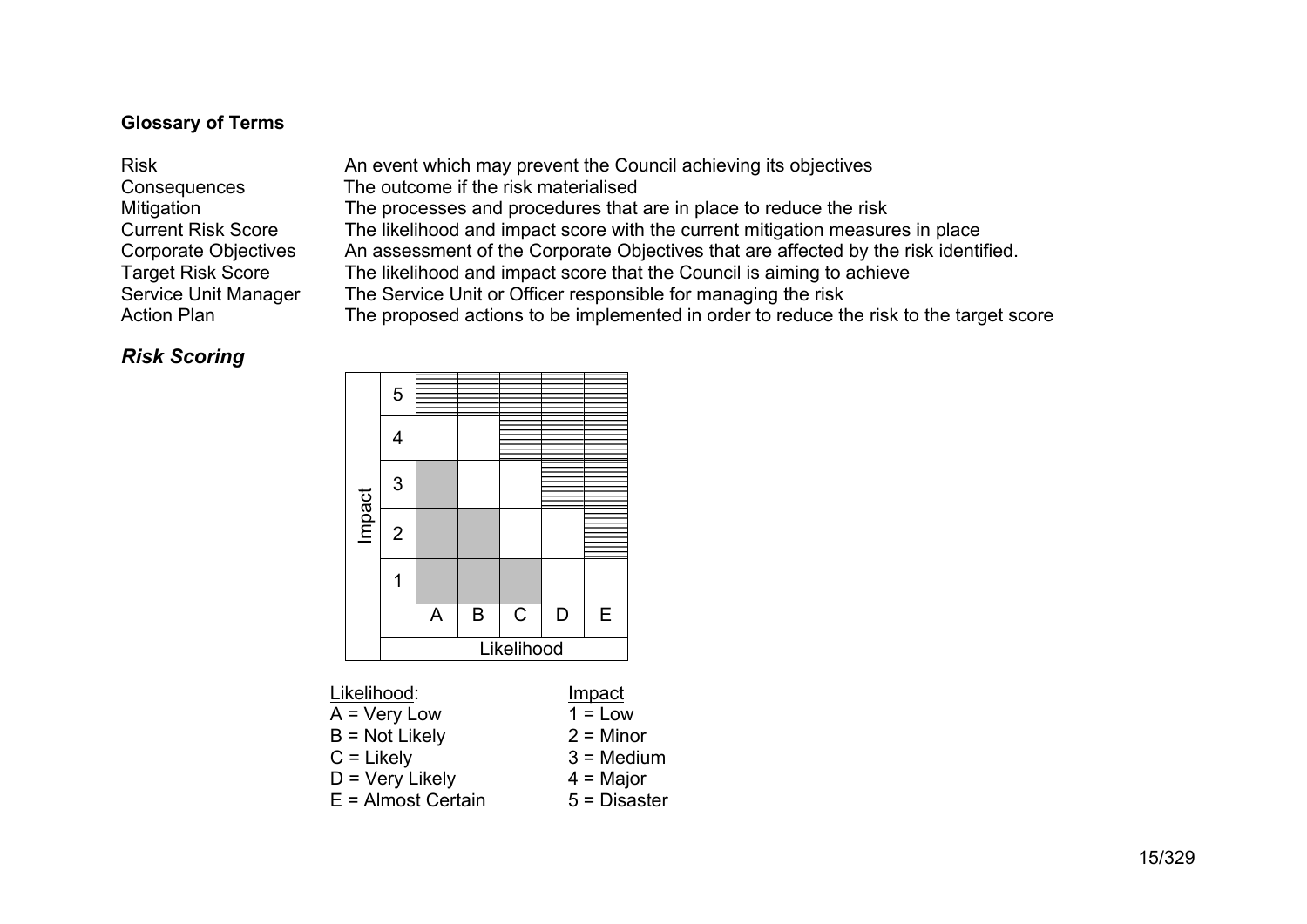**Glossary of Terms**

| | |
|---|---|
| Risk | An event which may prevent the Council achieving its objectives |
| Consequences | The outcome if the risk materialised |
| Mitigation | The processes and procedures that are in place to reduce the risk |
| Current Risk Score | The likelihood and impact score with the current mitigation measures in place |
| Corporate Objectives | An assessment of the Corporate Objectives that are affected by the risk identified. |
| Target Risk Score | The likelihood and impact score that the Council is aiming to achieve |
| Service Unit Manager | The Service Unit or Officer responsible for managing the risk |
| Action Plan | The proposed actions to be implemented in order to reduce the risk to the target score |

## *Risk Scoring*

Impact

5

4

3

2

1

A B C D E

Likelihood

Likelihood:
A = Very Low
B = Not Likely
C = Likely
D = Very Likely
E = Almost Certain

Impact
1 = Low
2 = Minor
3 = Medium
4 = Major
5 = Disaster